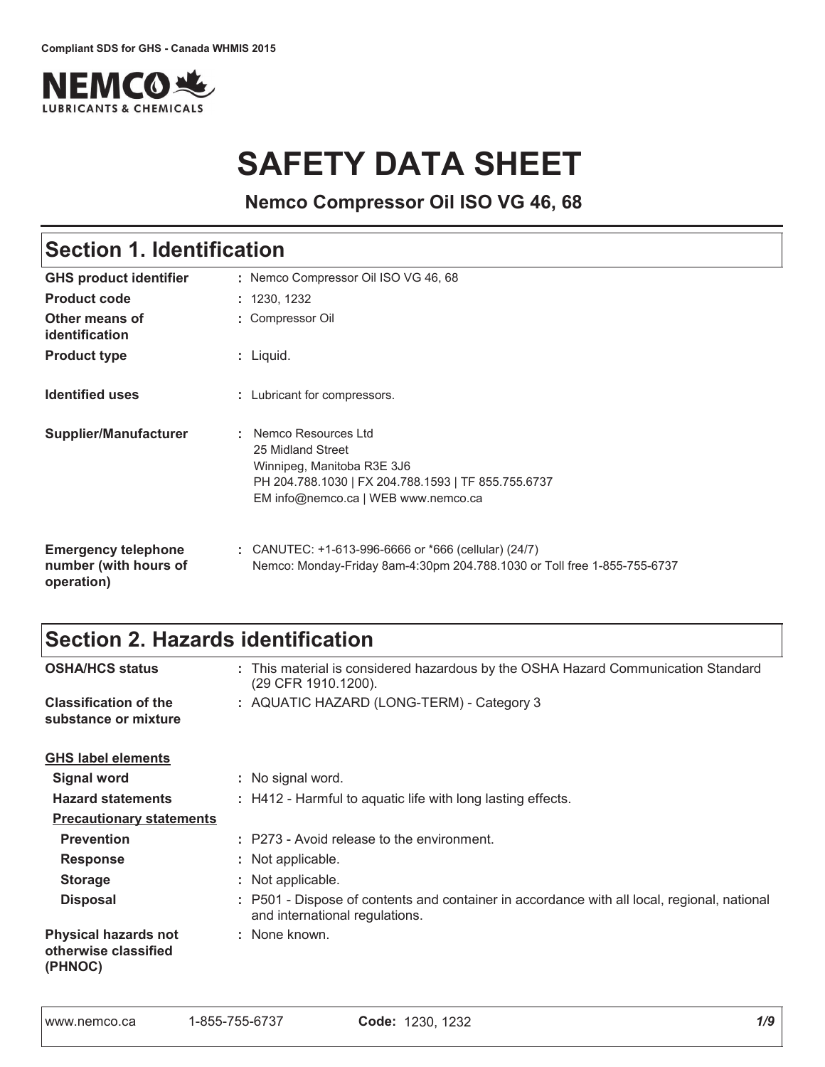Compliant SDS for GHS - Canada WHMIS 2015

# SAFETY DATA SHEET

**Nemco Compressor Oil ISO VG 46, 68**

## Section 1. Identification

| | |
|---|---|
| **GHS product identifier** | : Nemco Compressor Oil ISO VG 46, 68 |
| **Product code** | : 1230, 1232 |
| **Other means of identification** | : Compressor Oil |
| **Product type** | : Liquid. |
| **Identified uses** | : Lubricant for compressors. |
| **Supplier/Manufacturer** | : Nemco Resources Ltd<br>25 Midland Street<br>Winnipeg, Manitoba R3E 3J6<br>PH 204.788.1030 \| FX 204.788.1593 \| TF 855.755.6737<br>EM info@nemco.ca \| WEB www.nemco.ca |
| **Emergency telephone number (with hours of operation)** | : CANUTEC: +1-613-996-6666 or *666 (cellular) (24/7)<br>Nemco: Monday-Friday 8am-4:30pm 204.788.1030 or Toll free 1-855-755-6737 |

## Section 2. Hazards identification

| | |
|---|---|
| **OSHA/HCS status** | : This material is considered hazardous by the OSHA Hazard Communication Standard (29 CFR 1910.1200). |
| **Classification of the substance or mixture** | : AQUATIC HAZARD (LONG-TERM) - Category 3 |

**GHS label elements**

| | |
|---|---|
| **Signal word** | : No signal word. |
| **Hazard statements** | : H412 - Harmful to aquatic life with long lasting effects. |

**Precautionary statements**

| | |
|---|---|
| **Prevention** | : P273 - Avoid release to the environment. |
| **Response** | : Not applicable. |
| **Storage** | : Not applicable. |
| **Disposal** | : P501 - Dispose of contents and container in accordance with all local, regional, national and international regulations. |
| **Physical hazards not otherwise classified (PHNOC)** | : None known. |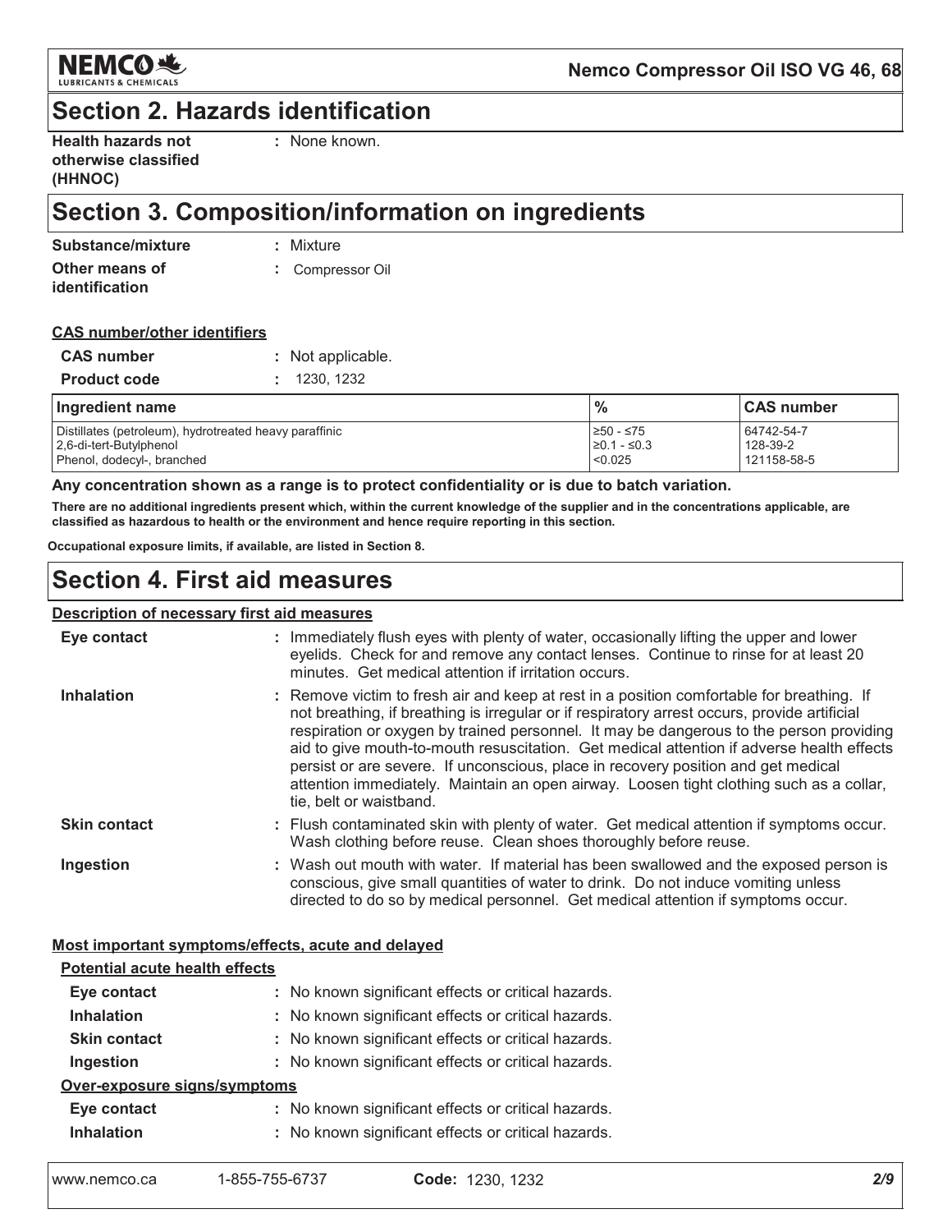## Section 2. Hazards identification

**Health hazards not otherwise classified (HHNOC)** : None known.

## Section 3. Composition/information on ingredients

**Substance/mixture** : Mixture

**Other means of identification** : Compressor Oil

**CAS number/other identifiers**

**CAS number** : Not applicable.

**Product code** : 1230, 1232

| Ingredient name | % | CAS number |
|---|---|---|
| Distillates (petroleum), hydrotreated heavy paraffinic | ≥50 - ≤75 | 64742-54-7 |
| 2,6-di-tert-Butylphenol | ≥0.1 - ≤0.3 | 128-39-2 |
| Phenol, dodecyl-, branched | <0.025 | 121158-58-5 |

**Any concentration shown as a range is to protect confidentiality or is due to batch variation.**

**There are no additional ingredients present which, within the current knowledge of the supplier and in the concentrations applicable, are classified as hazardous to health or the environment and hence require reporting in this section.**

**Occupational exposure limits, if available, are listed in Section 8.**

## Section 4. First aid measures

**Description of necessary first aid measures**

**Eye contact** : Immediately flush eyes with plenty of water, occasionally lifting the upper and lower eyelids. Check for and remove any contact lenses. Continue to rinse for at least 20 minutes. Get medical attention if irritation occurs.

**Inhalation** : Remove victim to fresh air and keep at rest in a position comfortable for breathing. If not breathing, if breathing is irregular or if respiratory arrest occurs, provide artificial respiration or oxygen by trained personnel. It may be dangerous to the person providing aid to give mouth-to-mouth resuscitation. Get medical attention if adverse health effects persist or are severe. If unconscious, place in recovery position and get medical attention immediately. Maintain an open airway. Loosen tight clothing such as a collar, tie, belt or waistband.

**Skin contact** : Flush contaminated skin with plenty of water. Get medical attention if symptoms occur. Wash clothing before reuse. Clean shoes thoroughly before reuse.

**Ingestion** : Wash out mouth with water. If material has been swallowed and the exposed person is conscious, give small quantities of water to drink. Do not induce vomiting unless directed to do so by medical personnel. Get medical attention if symptoms occur.

**Most important symptoms/effects, acute and delayed**

**Potential acute health effects**

**Eye contact** : No known significant effects or critical hazards.

**Inhalation** : No known significant effects or critical hazards.

**Skin contact** : No known significant effects or critical hazards.

**Ingestion** : No known significant effects or critical hazards.

**Over-exposure signs/symptoms**

**Eye contact** : No known significant effects or critical hazards.

**Inhalation** : No known significant effects or critical hazards.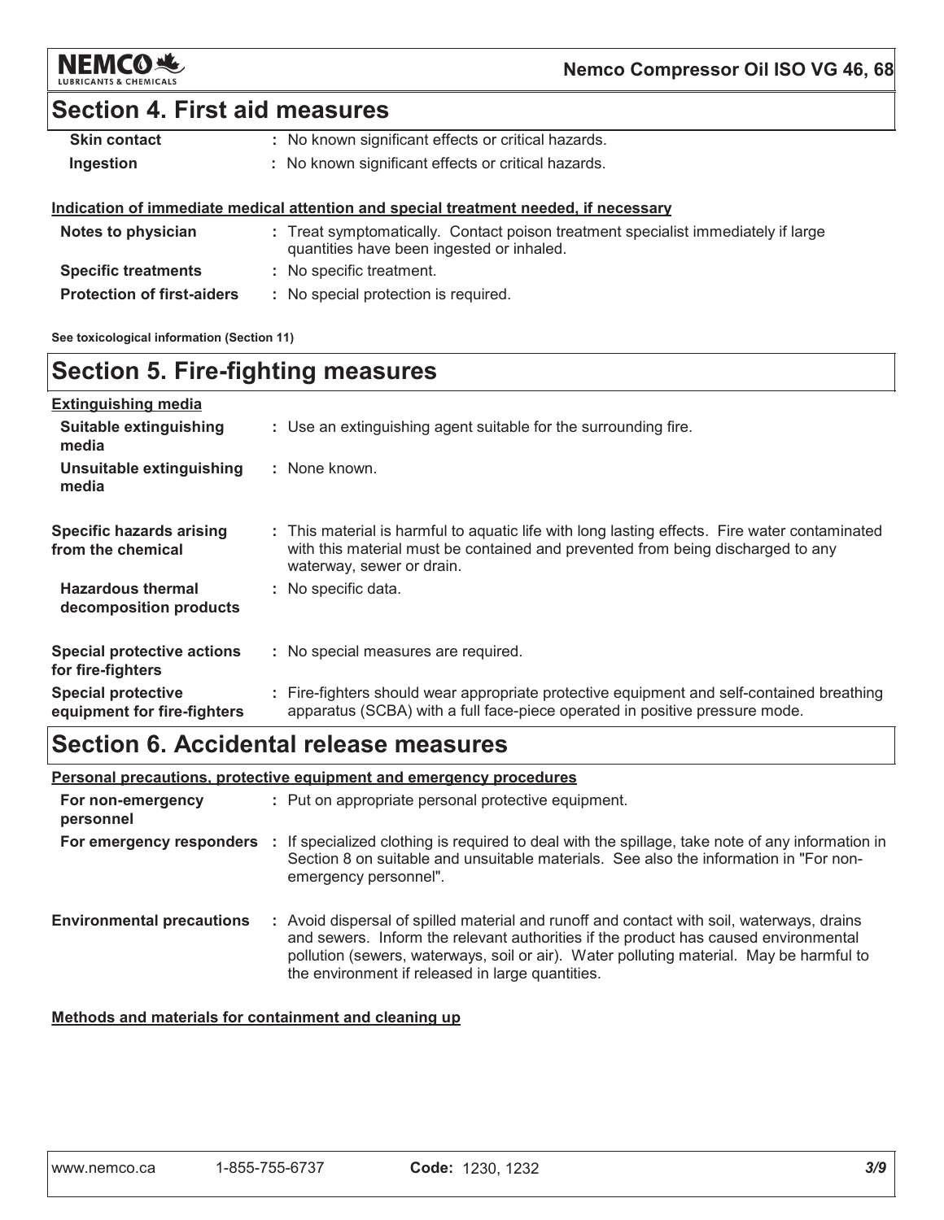## Section 4. First aid measures

| | |
|---|---|
| **Skin contact** | : No known significant effects or critical hazards. |
| **Ingestion** | : No known significant effects or critical hazards. |

### Indication of immediate medical attention and special treatment needed, if necessary

| | |
|---|---|
| **Notes to physician** | : Treat symptomatically. Contact poison treatment specialist immediately if large quantities have been ingested or inhaled. |
| **Specific treatments** | : No specific treatment. |
| **Protection of first-aiders** | : No special protection is required. |

**See toxicological information (Section 11)**

## Section 5. Fire-fighting measures

### Extinguishing media

| | |
|---|---|
| **Suitable extinguishing media** | : Use an extinguishing agent suitable for the surrounding fire. |
| **Unsuitable extinguishing media** | : None known. |
| **Specific hazards arising from the chemical** | : This material is harmful to aquatic life with long lasting effects. Fire water contaminated with this material must be contained and prevented from being discharged to any waterway, sewer or drain. |
| **Hazardous thermal decomposition products** | : No specific data. |
| **Special protective actions for fire-fighters** | : No special measures are required. |
| **Special protective equipment for fire-fighters** | : Fire-fighters should wear appropriate protective equipment and self-contained breathing apparatus (SCBA) with a full face-piece operated in positive pressure mode. |

## Section 6. Accidental release measures

### Personal precautions, protective equipment and emergency procedures

| | |
|---|---|
| **For non-emergency personnel** | : Put on appropriate personal protective equipment. |
| **For emergency responders** | : If specialized clothing is required to deal with the spillage, take note of any information in Section 8 on suitable and unsuitable materials. See also the information in "For non-emergency personnel". |
| **Environmental precautions** | : Avoid dispersal of spilled material and runoff and contact with soil, waterways, drains and sewers. Inform the relevant authorities if the product has caused environmental pollution (sewers, waterways, soil or air). Water polluting material. May be harmful to the environment if released in large quantities. |

### Methods and materials for containment and cleaning up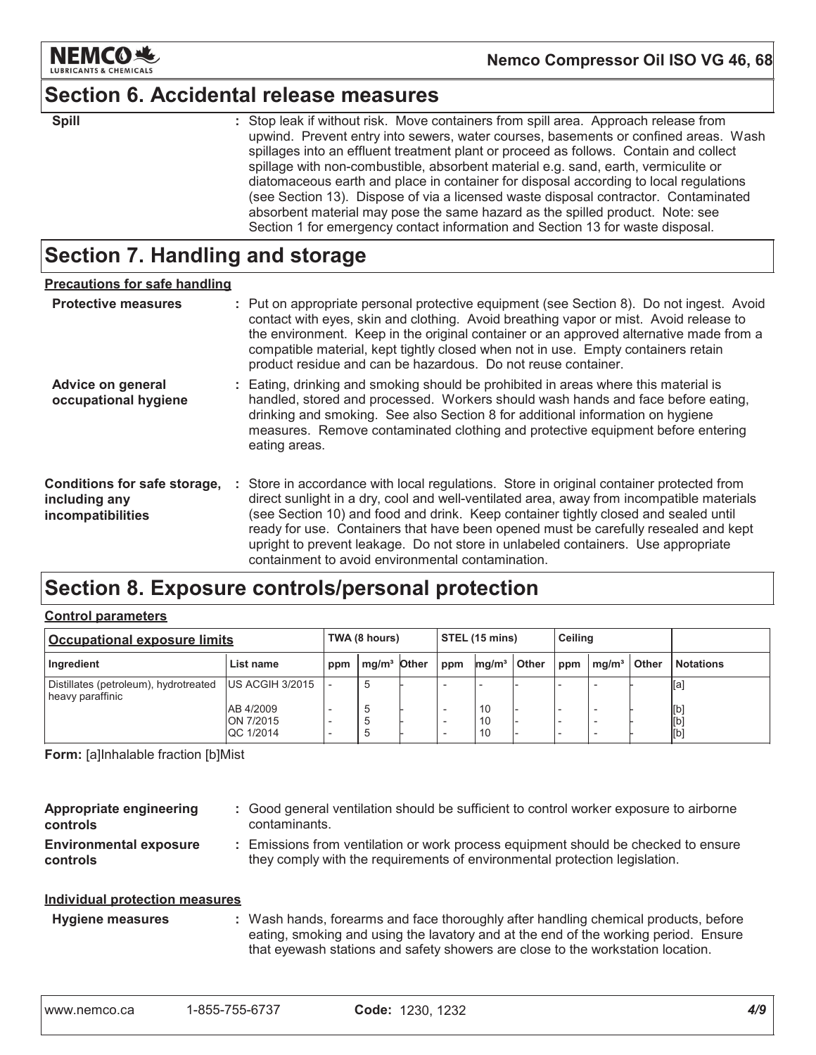## Section 6. Accidental release measures

**Spill** : Stop leak if without risk. Move containers from spill area. Approach release from upwind. Prevent entry into sewers, water courses, basements or confined areas. Wash spillages into an effluent treatment plant or proceed as follows. Contain and collect spillage with non-combustible, absorbent material e.g. sand, earth, vermiculite or diatomaceous earth and place in container for disposal according to local regulations (see Section 13). Dispose of via a licensed waste disposal contractor. Contaminated absorbent material may pose the same hazard as the spilled product. Note: see Section 1 for emergency contact information and Section 13 for waste disposal.

## Section 7. Handling and storage

**Precautions for safe handling**

**Protective measures** : Put on appropriate personal protective equipment (see Section 8). Do not ingest. Avoid contact with eyes, skin and clothing. Avoid breathing vapor or mist. Avoid release to the environment. Keep in the original container or an approved alternative made from a compatible material, kept tightly closed when not in use. Empty containers retain product residue and can be hazardous. Do not reuse container.

**Advice on general occupational hygiene** : Eating, drinking and smoking should be prohibited in areas where this material is handled, stored and processed. Workers should wash hands and face before eating, drinking and smoking. See also Section 8 for additional information on hygiene measures. Remove contaminated clothing and protective equipment before entering eating areas.

**Conditions for safe storage, including any incompatibilities** : Store in accordance with local regulations. Store in original container protected from direct sunlight in a dry, cool and well-ventilated area, away from incompatible materials (see Section 10) and food and drink. Keep container tightly closed and sealed until ready for use. Containers that have been opened must be carefully resealed and kept upright to prevent leakage. Do not store in unlabeled containers. Use appropriate containment to avoid environmental contamination.

## Section 8. Exposure controls/personal protection

**Control parameters**

| Occupational exposure limits | | TWA (8 hours) | | | STEL (15 mins) | | | Ceiling | | | |
|---|---|---|---|---|---|---|---|---|---|---|---|
| Ingredient | List name | ppm | mg/m³ | Other | ppm | mg/m³ | Other | ppm | mg/m³ | Other | Notations |
| Distillates (petroleum), hydrotreated heavy paraffinic | US ACGIH 3/2015 | - | 5 | - | - | - | - | - | - | - | [a] |
| | AB 4/2009 | - | 5 | - | - | 10 | - | - | - | - | [b] |
| | ON 7/2015 | - | 5 | - | - | 10 | - | - | - | - | [b] |
| | QC 1/2014 | - | 5 | - | - | 10 | - | - | - | - | [b] |

**Form:** [a]Inhalable fraction [b]Mist

**Appropriate engineering controls** : Good general ventilation should be sufficient to control worker exposure to airborne contaminants.

**Environmental exposure controls** : Emissions from ventilation or work process equipment should be checked to ensure they comply with the requirements of environmental protection legislation.

**Individual protection measures**

**Hygiene measures** : Wash hands, forearms and face thoroughly after handling chemical products, before eating, smoking and using the lavatory and at the end of the working period. Ensure that eyewash stations and safety showers are close to the workstation location.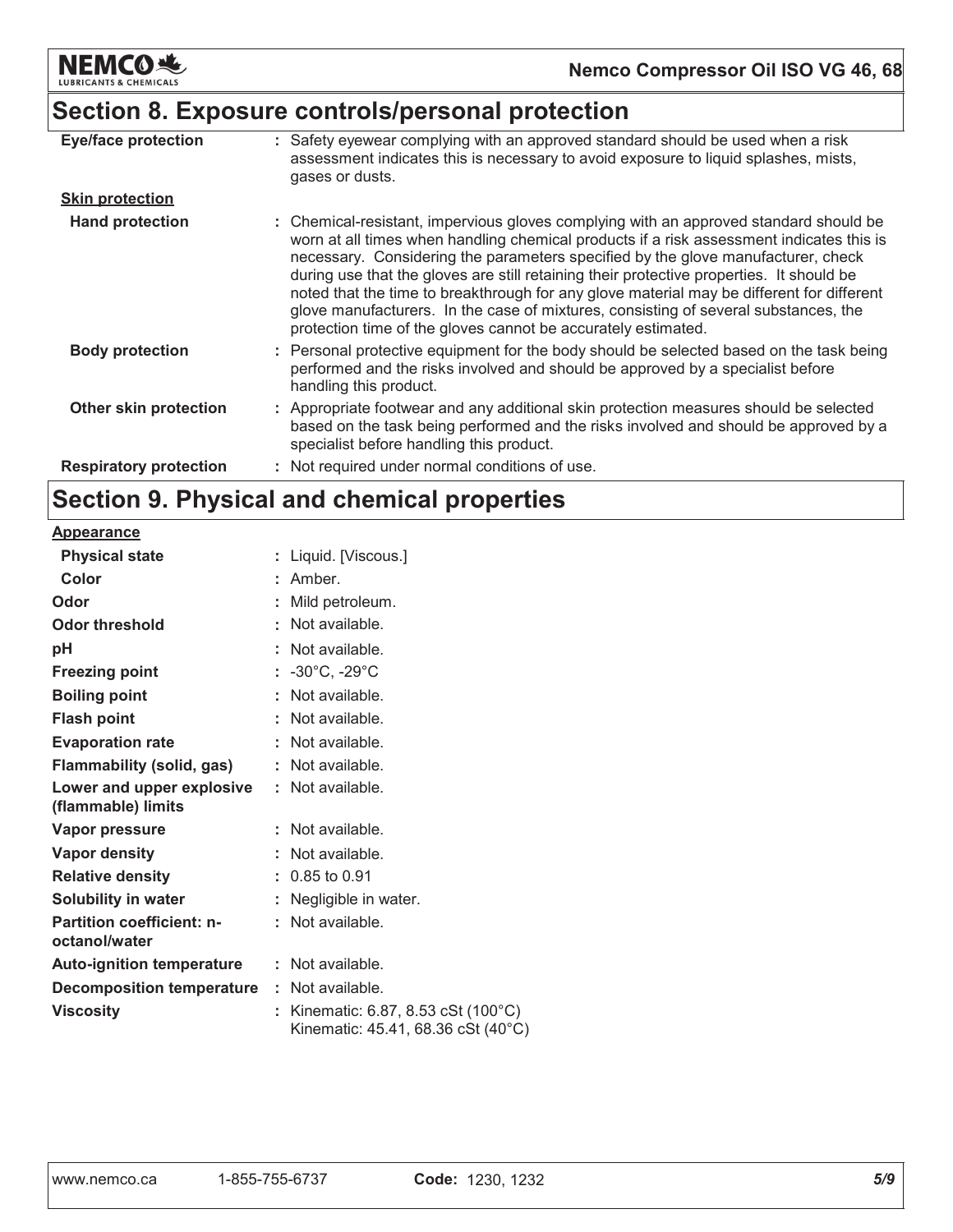## Section 8. Exposure controls/personal protection

| | |
|---|---|
| **Eye/face protection** | : Safety eyewear complying with an approved standard should be used when a risk assessment indicates this is necessary to avoid exposure to liquid splashes, mists, gases or dusts. |
| **Skin protection** | |
| **Hand protection** | : Chemical-resistant, impervious gloves complying with an approved standard should be worn at all times when handling chemical products if a risk assessment indicates this is necessary. Considering the parameters specified by the glove manufacturer, check during use that the gloves are still retaining their protective properties. It should be noted that the time to breakthrough for any glove material may be different for different glove manufacturers. In the case of mixtures, consisting of several substances, the protection time of the gloves cannot be accurately estimated. |
| **Body protection** | : Personal protective equipment for the body should be selected based on the task being performed and the risks involved and should be approved by a specialist before handling this product. |
| **Other skin protection** | : Appropriate footwear and any additional skin protection measures should be selected based on the task being performed and the risks involved and should be approved by a specialist before handling this product. |
| **Respiratory protection** | : Not required under normal conditions of use. |

## Section 9. Physical and chemical properties

| | |
|---|---|
| **Appearance** | |
| **Physical state** | : Liquid. [Viscous.] |
| **Color** | : Amber. |
| **Odor** | : Mild petroleum. |
| **Odor threshold** | : Not available. |
| **pH** | : Not available. |
| **Freezing point** | : -30°C, -29°C |
| **Boiling point** | : Not available. |
| **Flash point** | : Not available. |
| **Evaporation rate** | : Not available. |
| **Flammability (solid, gas)** | : Not available. |
| **Lower and upper explosive (flammable) limits** | : Not available. |
| **Vapor pressure** | : Not available. |
| **Vapor density** | : Not available. |
| **Relative density** | : 0.85 to 0.91 |
| **Solubility in water** | : Negligible in water. |
| **Partition coefficient: n-octanol/water** | : Not available. |
| **Auto-ignition temperature** | : Not available. |
| **Decomposition temperature** | : Not available. |
| **Viscosity** | : Kinematic: 6.87, 8.53 cSt (100°C)<br>Kinematic: 45.41, 68.36 cSt (40°C) |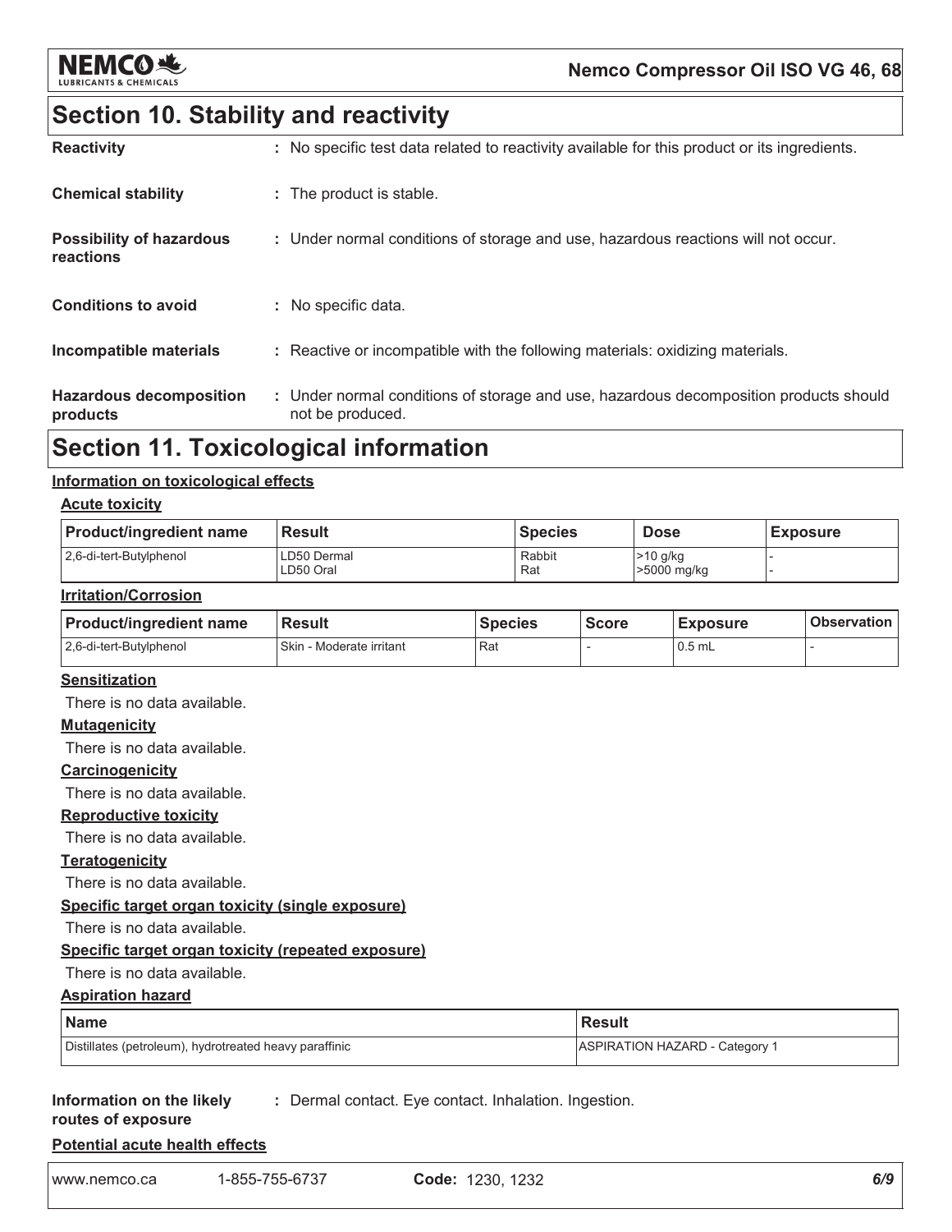## Section 10. Stability and reactivity

**Reactivity** : No specific test data related to reactivity available for this product or its ingredients.

**Chemical stability** : The product is stable.

**Possibility of hazardous reactions** : Under normal conditions of storage and use, hazardous reactions will not occur.

**Conditions to avoid** : No specific data.

**Incompatible materials** : Reactive or incompatible with the following materials: oxidizing materials.

**Hazardous decomposition products** : Under normal conditions of storage and use, hazardous decomposition products should not be produced.

## Section 11. Toxicological information

### Information on toxicological effects

**Acute toxicity**

| Product/ingredient name | Result | Species | Dose | Exposure |
|---|---|---|---|---|
| 2,6-di-tert-Butylphenol | LD50 Dermal<br>LD50 Oral | Rabbit<br>Rat | >10 g/kg<br>>5000 mg/kg | -<br>- |

**Irritation/Corrosion**

| Product/ingredient name | Result | Species | Score | Exposure | Observation |
|---|---|---|---|---|---|
| 2,6-di-tert-Butylphenol | Skin - Moderate irritant | Rat | - | 0.5 mL | - |

**Sensitization**

There is no data available.

**Mutagenicity**

There is no data available.

**Carcinogenicity**

There is no data available.

**Reproductive toxicity**

There is no data available.

**Teratogenicity**

There is no data available.

**Specific target organ toxicity (single exposure)**

There is no data available.

**Specific target organ toxicity (repeated exposure)**

There is no data available.

**Aspiration hazard**

| Name | Result |
|---|---|
| Distillates (petroleum), hydrotreated heavy paraffinic | ASPIRATION HAZARD - Category 1 |

**Information on the likely routes of exposure** : Dermal contact. Eye contact. Inhalation. Ingestion.

**Potential acute health effects**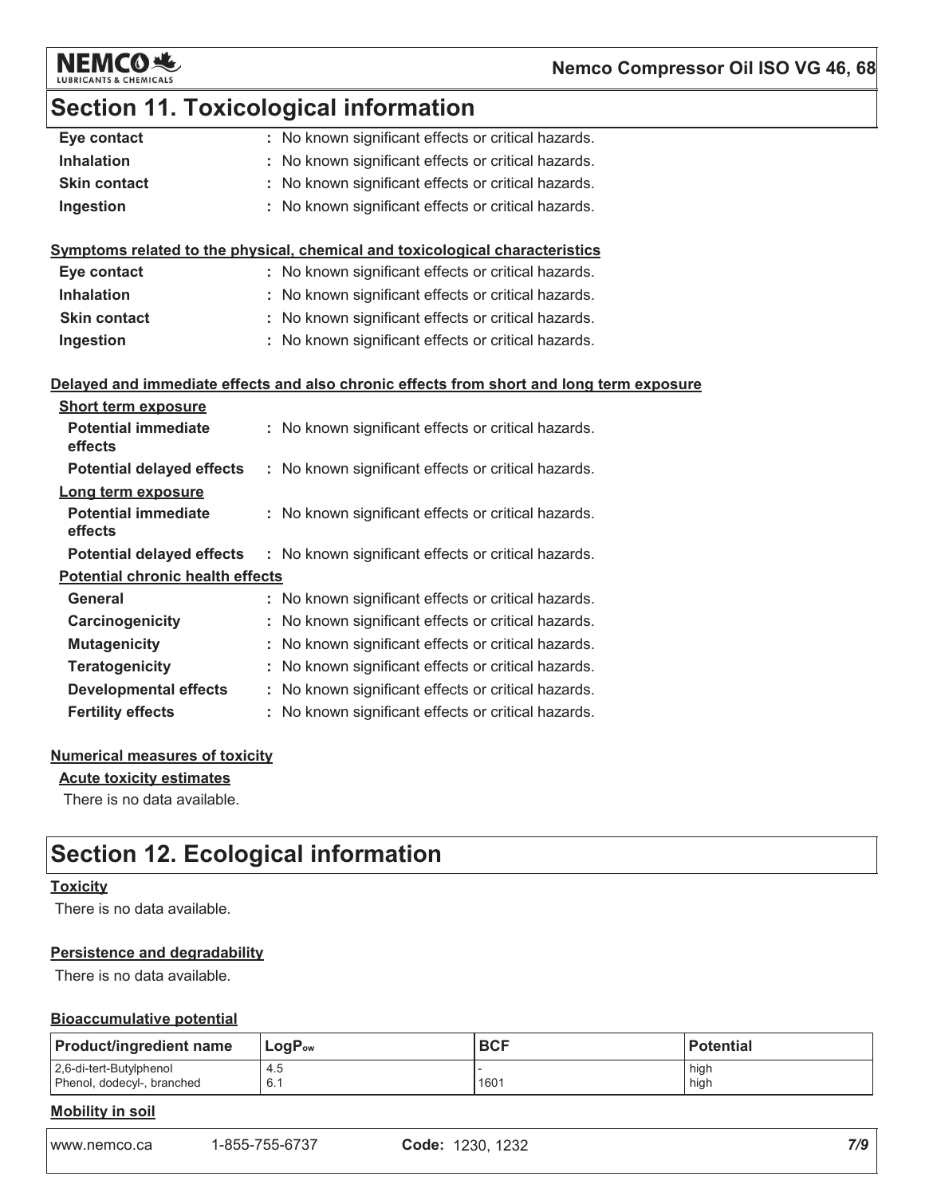## Section 11. Toxicological information

| | |
|---|---|
| **Eye contact** | : No known significant effects or critical hazards. |
| **Inhalation** | : No known significant effects or critical hazards. |
| **Skin contact** | : No known significant effects or critical hazards. |
| **Ingestion** | : No known significant effects or critical hazards. |

**Symptoms related to the physical, chemical and toxicological characteristics**

| | |
|---|---|
| **Eye contact** | : No known significant effects or critical hazards. |
| **Inhalation** | : No known significant effects or critical hazards. |
| **Skin contact** | : No known significant effects or critical hazards. |
| **Ingestion** | : No known significant effects or critical hazards. |

**Delayed and immediate effects and also chronic effects from short and long term exposure**

**Short term exposure**

| | |
|---|---|
| **Potential immediate effects** | : No known significant effects or critical hazards. |
| **Potential delayed effects** | : No known significant effects or critical hazards. |

**Long term exposure**

| | |
|---|---|
| **Potential immediate effects** | : No known significant effects or critical hazards. |
| **Potential delayed effects** | : No known significant effects or critical hazards. |

**Potential chronic health effects**

| | |
|---|---|
| **General** | : No known significant effects or critical hazards. |
| **Carcinogenicity** | : No known significant effects or critical hazards. |
| **Mutagenicity** | : No known significant effects or critical hazards. |
| **Teratogenicity** | : No known significant effects or critical hazards. |
| **Developmental effects** | : No known significant effects or critical hazards. |
| **Fertility effects** | : No known significant effects or critical hazards. |

**Numerical measures of toxicity**

**Acute toxicity estimates**

There is no data available.

## Section 12. Ecological information

**Toxicity**

There is no data available.

**Persistence and degradability**

There is no data available.

**Bioaccumulative potential**

| Product/ingredient name | $LogP_{ow}$ | BCF | Potential |
|---|---|---|---|
| 2,6-di-tert-Butylphenol | 4.5 | - | high |
| Phenol, dodecyl-, branched | 6.1 | 1601 | high |

**Mobility in soil**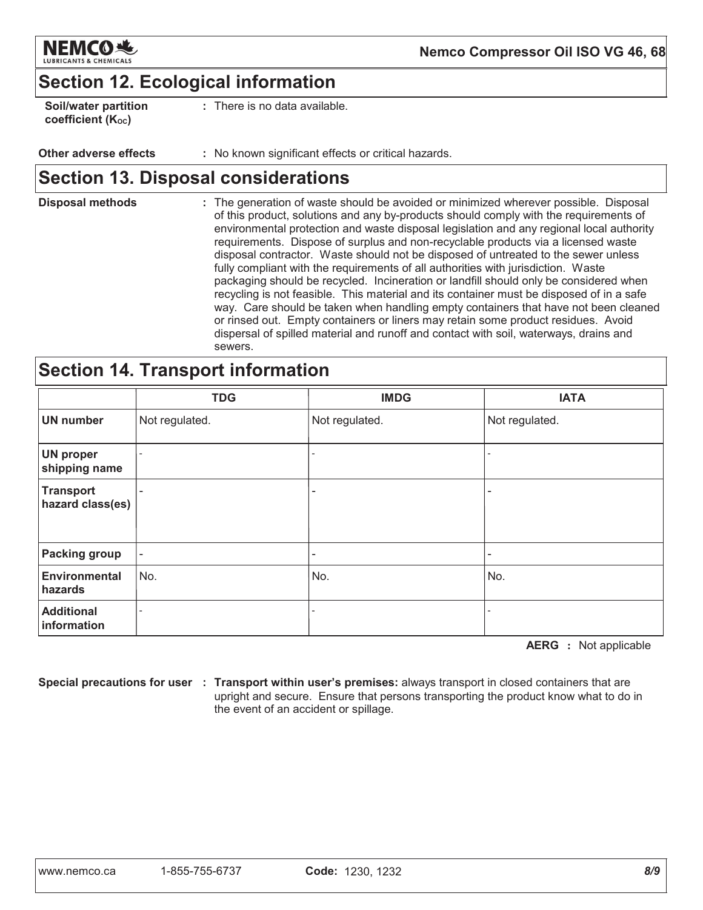## Section 12. Ecological information

**Soil/water partition coefficient ($K_{OC}$)** : There is no data available.

**Other adverse effects** : No known significant effects or critical hazards.

## Section 13. Disposal considerations

**Disposal methods** : The generation of waste should be avoided or minimized wherever possible. Disposal of this product, solutions and any by-products should comply with the requirements of environmental protection and waste disposal legislation and any regional local authority requirements. Dispose of surplus and non-recyclable products via a licensed waste disposal contractor. Waste should not be disposed of untreated to the sewer unless fully compliant with the requirements of all authorities with jurisdiction. Waste packaging should be recycled. Incineration or landfill should only be considered when recycling is not feasible. This material and its container must be disposed of in a safe way. Care should be taken when handling empty containers that have not been cleaned or rinsed out. Empty containers or liners may retain some product residues. Avoid dispersal of spilled material and runoff and contact with soil, waterways, drains and sewers.

## Section 14. Transport information

| | TDG | IMDG | IATA |
|---|---|---|---|
| **UN number** | Not regulated. | Not regulated. | Not regulated. |
| **UN proper shipping name** | - | - | - |
| **Transport hazard class(es)** | - | - | - |
| **Packing group** | - | - | - |
| **Environmental hazards** | No. | No. | No. |
| **Additional information** | - | - | - |

**AERG** : Not applicable

**Special precautions for user** : **Transport within user's premises:** always transport in closed containers that are upright and secure. Ensure that persons transporting the product know what to do in the event of an accident or spillage.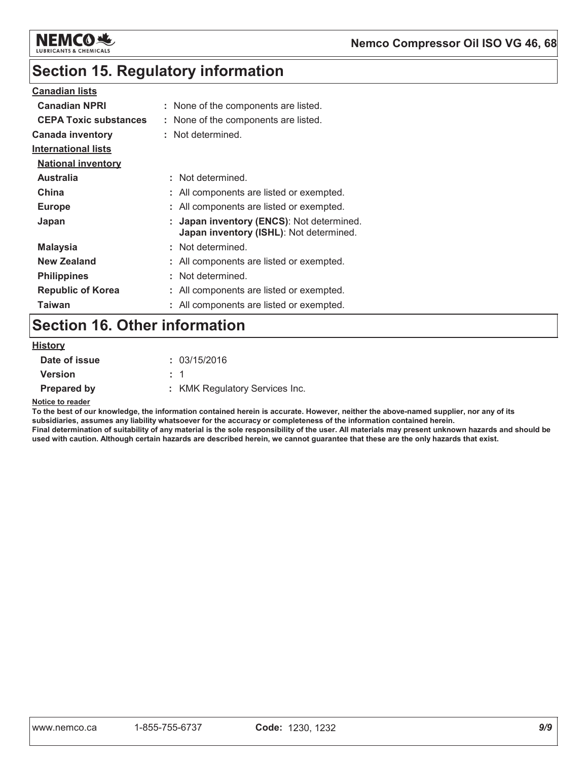## Section 15. Regulatory information

**Canadian lists**

| | |
|---|---|
| **Canadian NPRI** | : None of the components are listed. |
| **CEPA Toxic substances** | : None of the components are listed. |
| **Canada inventory** | : Not determined. |

**International lists**

**National inventory**

| | |
|---|---|
| **Australia** | : Not determined. |
| **China** | : All components are listed or exempted. |
| **Europe** | : All components are listed or exempted. |
| **Japan** | : **Japan inventory (ENCS)**: Not determined. **Japan inventory (ISHL)**: Not determined. |
| **Malaysia** | : Not determined. |
| **New Zealand** | : All components are listed or exempted. |
| **Philippines** | : Not determined. |
| **Republic of Korea** | : All components are listed or exempted. |
| **Taiwan** | : All components are listed or exempted. |

## Section 16. Other information

**History**

| | |
|---|---|
| **Date of issue** | : 03/15/2016 |
| **Version** | : 1 |
| **Prepared by** | : KMK Regulatory Services Inc. |

**Notice to reader**

**To the best of our knowledge, the information contained herein is accurate. However, neither the above-named supplier, nor any of its subsidiaries, assumes any liability whatsoever for the accuracy or completeness of the information contained herein. Final determination of suitability of any material is the sole responsibility of the user. All materials may present unknown hazards and should be used with caution. Although certain hazards are described herein, we cannot guarantee that these are the only hazards that exist.**